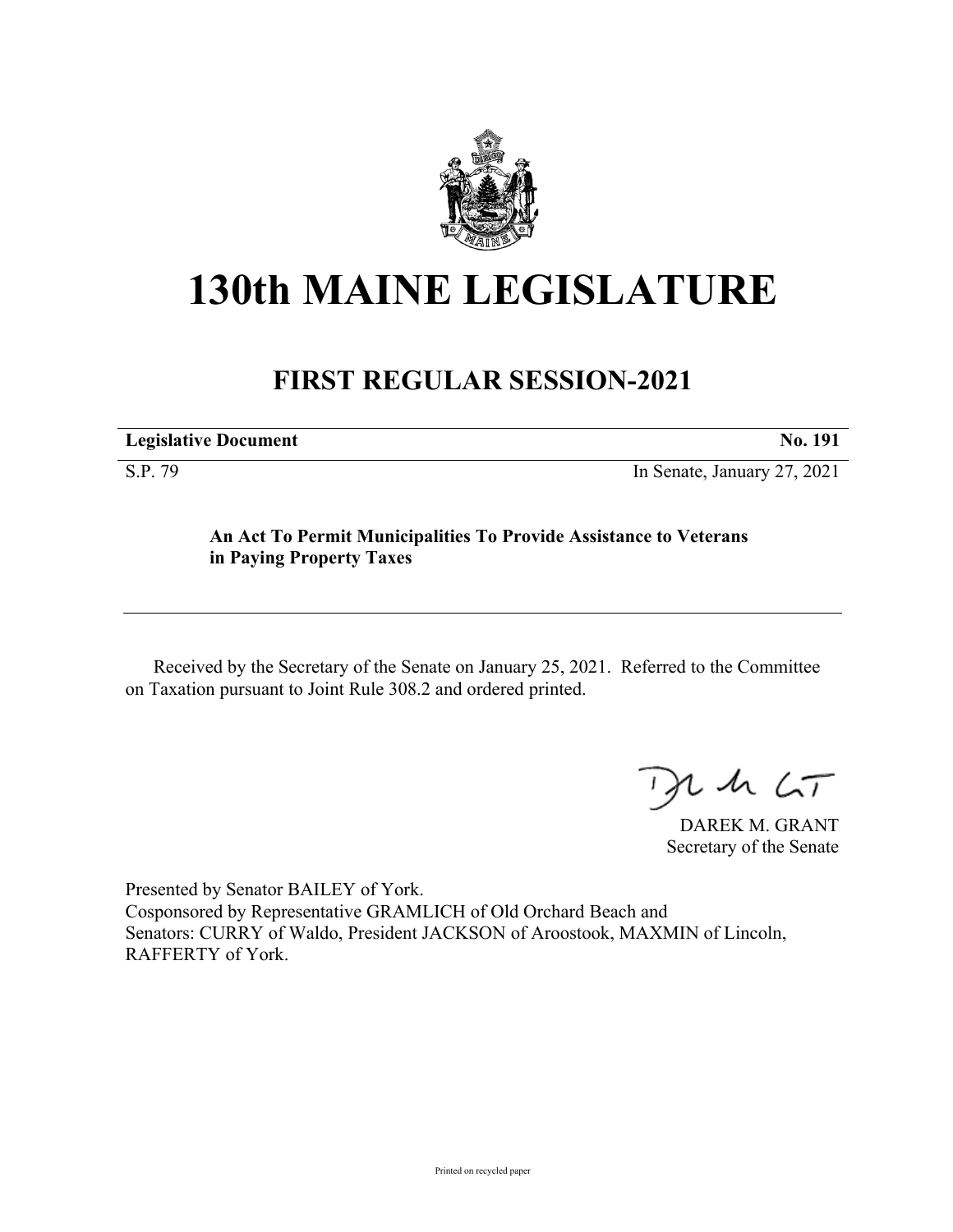# 130th MAINE LEGISLATURE

## FIRST REGULAR SESSION-2021

| **Legislative Document** | **No. 191** |
|---|---|
| S.P. 79 | In Senate, January 27, 2021 |

**An Act To Permit Municipalities To Provide Assistance to Veterans in Paying Property Taxes**

Received by the Secretary of the Senate on January 25, 2021. Referred to the Committee on Taxation pursuant to Joint Rule 308.2 and ordered printed.

DAREK M. GRANT
Secretary of the Senate

Presented by Senator BAILEY of York.
Cosponsored by Representative GRAMLICH of Old Orchard Beach and
Senators: CURRY of Waldo, President JACKSON of Aroostook, MAXMIN of Lincoln, RAFFERTY of York.

Printed on recycled paper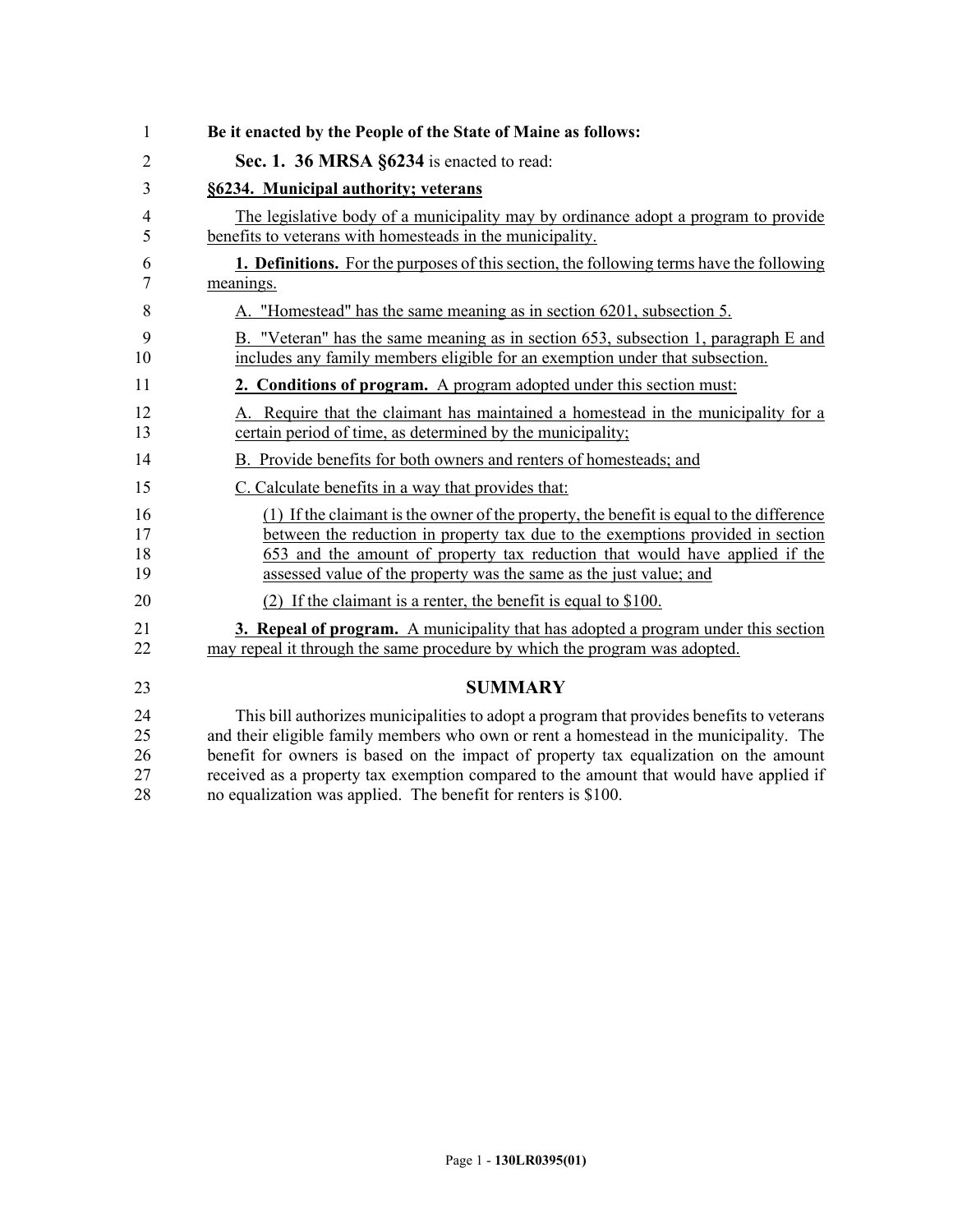**Be it enacted by the People of the State of Maine as follows:**

**Sec. 1. 36 MRSA §6234** is enacted to read:

**§6234. Municipal authority; veterans**

The legislative body of a municipality may by ordinance adopt a program to provide benefits to veterans with homesteads in the municipality.

**1. Definitions.** For the purposes of this section, the following terms have the following meanings.

A. "Homestead" has the same meaning as in section 6201, subsection 5.

B. "Veteran" has the same meaning as in section 653, subsection 1, paragraph E and includes any family members eligible for an exemption under that subsection.

**2. Conditions of program.** A program adopted under this section must:

A. Require that the claimant has maintained a homestead in the municipality for a certain period of time, as determined by the municipality;

B. Provide benefits for both owners and renters of homesteads; and

C. Calculate benefits in a way that provides that:

(1) If the claimant is the owner of the property, the benefit is equal to the difference between the reduction in property tax due to the exemptions provided in section 653 and the amount of property tax reduction that would have applied if the assessed value of the property was the same as the just value; and

(2) If the claimant is a renter, the benefit is equal to $100.

**3. Repeal of program.** A municipality that has adopted a program under this section may repeal it through the same procedure by which the program was adopted.

## SUMMARY

This bill authorizes municipalities to adopt a program that provides benefits to veterans and their eligible family members who own or rent a homestead in the municipality. The benefit for owners is based on the impact of property tax equalization on the amount received as a property tax exemption compared to the amount that would have applied if no equalization was applied. The benefit for renters is $100.